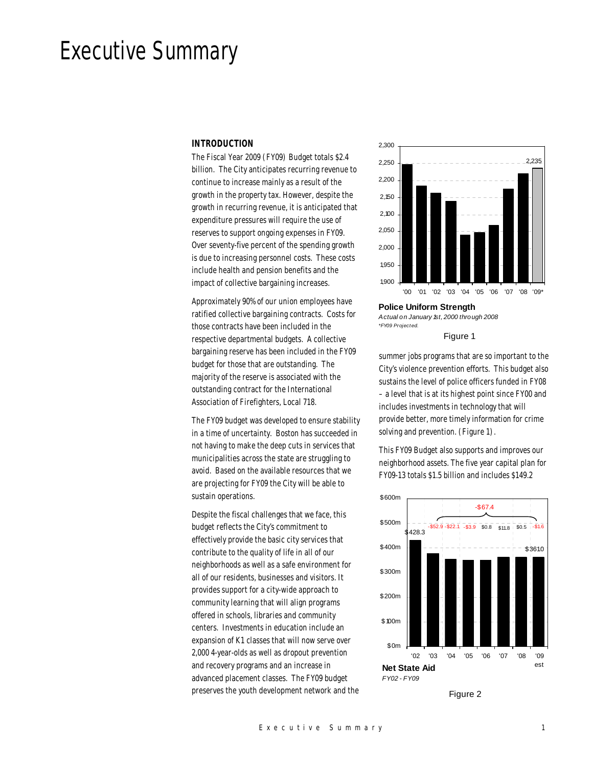# Executive Summary

## INTRODUCTION

The Fiscal Year 2009 (FY09) Budget totals $2.4 billion. The City anticipates recurring revenue to continue to increase mainly as a result of the growth in the property tax. However, despite the growth in recurring revenue, it is anticipated that expenditure pressures will require the use of reserves to support ongoing expenses in FY09. Over seventy-five percent of the spending growth is due to increasing personnel costs. These costs include health and pension benefits and the impact of collective bargaining increases.

Approximately 90% of our union employees have ratified collective bargaining contracts. Costs for those contracts have been included in the respective departmental budgets. A collective bargaining reserve has been included in the FY09 budget for those that are outstanding. The majority of the reserve is associated with the outstanding contract for the International Association of Firefighters, Local 718.

The FY09 budget was developed to ensure stability in a time of uncertainty. Boston has succeeded in not having to make the deep cuts in services that municipalities across the state are struggling to avoid. Based on the available resources that we are projecting for FY09 the City will be able to sustain operations.

Despite the fiscal challenges that we face, this budget reflects the City's commitment to effectively provide the basic city services that contribute to the quality of life in all of our neighborhoods as well as a safe environment for all of our residents, businesses and visitors. It provides support for a city-wide approach to community learning that will align programs offered in schools, libraries and community centers. Investments in education include an expansion of K1 classes that will now serve over 2,000 4-year-olds as well as dropout prevention and recovery programs and an increase in advanced placement classes. The FY09 budget preserves the youth development network and the summer jobs programs that are so important to the City's violence prevention efforts. This budget also sustains the level of police officers funded in FY08 – a level that is at its highest point since FY00 and includes investments in technology that will provide better, more timely information for crime solving and prevention. (Figure 1).

**Police Uniform Strength**
*Actual on January 1st, 2000 through 2008*
*\*FY09 Projected.*

Figure 1

This FY09 Budget also supports and improves our neighborhood assets. The five year capital plan for FY09-13 totals $1.5 billion and includes $149.2

**Net State Aid**
*FY02 - FY09*

Figure 2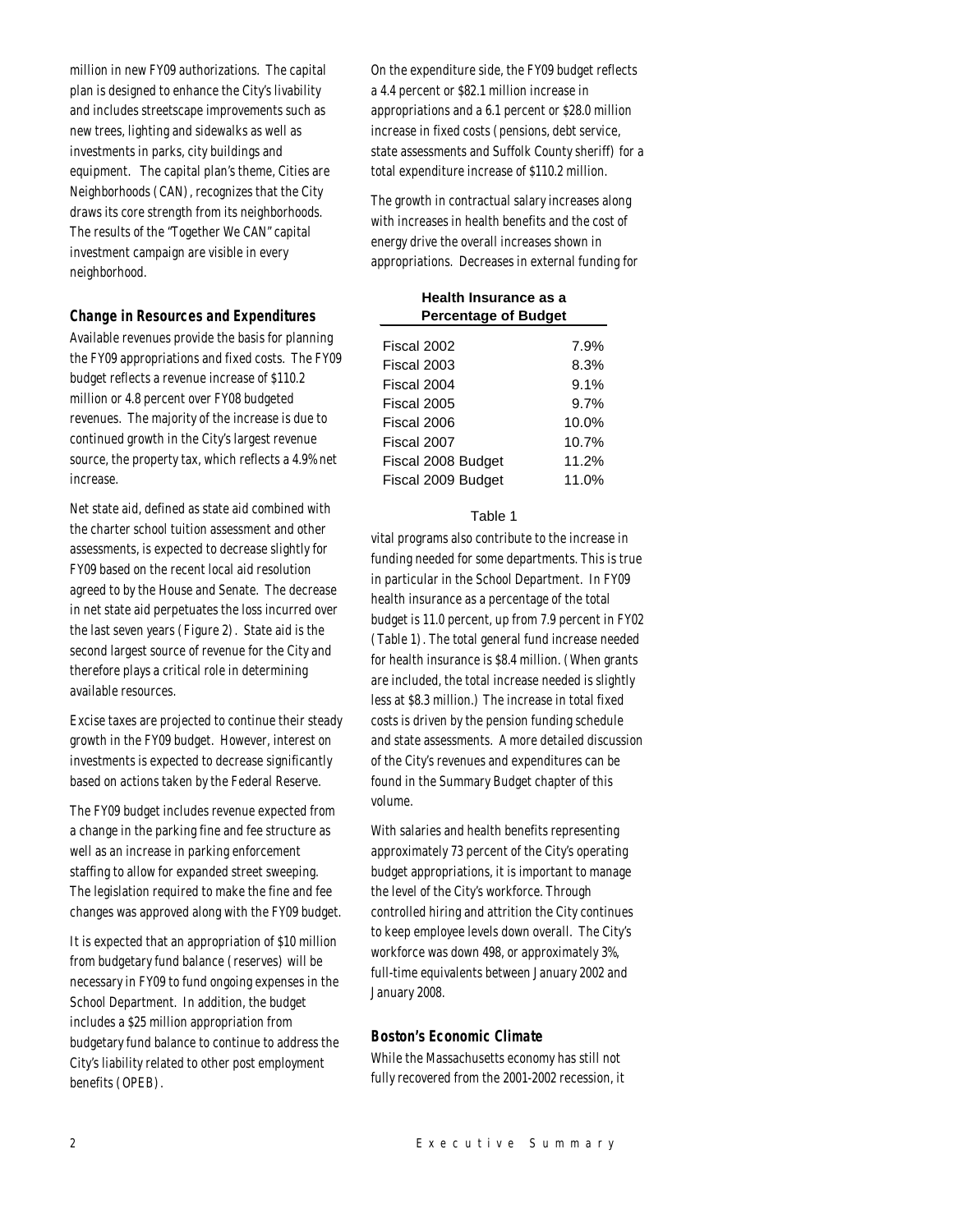million in new FY09 authorizations. The capital plan is designed to enhance the City's livability and includes streetscape improvements such as new trees, lighting and sidewalks as well as investments in parks, city buildings and equipment. The capital plan's theme, Cities are Neighborhoods (CAN), recognizes that the City draws its core strength from its neighborhoods. The results of the "Together We CAN" capital investment campaign are visible in every neighborhood.

### Change in Resources and Expenditures

Available revenues provide the basis for planning the FY09 appropriations and fixed costs. The FY09 budget reflects a revenue increase of $110.2 million or 4.8 percent over FY08 budgeted revenues. The majority of the increase is due to continued growth in the City's largest revenue source, the property tax, which reflects a 4.9% net increase.

Net state aid, defined as state aid combined with the charter school tuition assessment and other assessments, is expected to decrease slightly for FY09 based on the recent local aid resolution agreed to by the House and Senate. The decrease in net state aid perpetuates the loss incurred over the last seven years (Figure 2). State aid is the second largest source of revenue for the City and therefore plays a critical role in determining available resources.

Excise taxes are projected to continue their steady growth in the FY09 budget. However, interest on investments is expected to decrease significantly based on actions taken by the Federal Reserve.

The FY09 budget includes revenue expected from a change in the parking fine and fee structure as well as an increase in parking enforcement staffing to allow for expanded street sweeping. The legislation required to make the fine and fee changes was approved along with the FY09 budget.

It is expected that an appropriation of $10 million from budgetary fund balance (reserves) will be necessary in FY09 to fund ongoing expenses in the School Department. In addition, the budget includes a $25 million appropriation from budgetary fund balance to continue to address the City's liability related to other post employment benefits (OPEB).

On the expenditure side, the FY09 budget reflects a 4.4 percent or $82.1 million increase in appropriations and a 6.1 percent or $28.0 million increase in fixed costs (pensions, debt service, state assessments and Suffolk County sheriff) for a total expenditure increase of $110.2 million.

The growth in contractual salary increases along with increases in health benefits and the cost of energy drive the overall increases shown in appropriations. Decreases in external funding for vital programs also contribute to the increase in funding needed for some departments. This is true in particular in the School Department. In FY09 health insurance as a percentage of the total budget is 11.0 percent, up from 7.9 percent in FY02 (Table 1). The total general fund increase needed for health insurance is $8.4 million. (When grants are included, the total increase needed is slightly less at $8.3 million.) The increase in total fixed costs is driven by the pension funding schedule and state assessments. A more detailed discussion of the City's revenues and expenditures can be found in the Summary Budget chapter of this volume.

**Health Insurance as a Percentage of Budget**

| | |
|---|---|
| Fiscal 2002 | 7.9% |
| Fiscal 2003 | 8.3% |
| Fiscal 2004 | 9.1% |
| Fiscal 2005 | 9.7% |
| Fiscal 2006 | 10.0% |
| Fiscal 2007 | 10.7% |
| Fiscal 2008 Budget | 11.2% |
| Fiscal 2009 Budget | 11.0% |

Table 1

With salaries and health benefits representing approximately 73 percent of the City's operating budget appropriations, it is important to manage the level of the City's workforce. Through controlled hiring and attrition the City continues to keep employee levels down overall. The City's workforce was down 498, or approximately 3%, full-time equivalents between January 2002 and January 2008.

### Boston's Economic Climate

While the Massachusetts economy has still not fully recovered from the 2001-2002 recession, it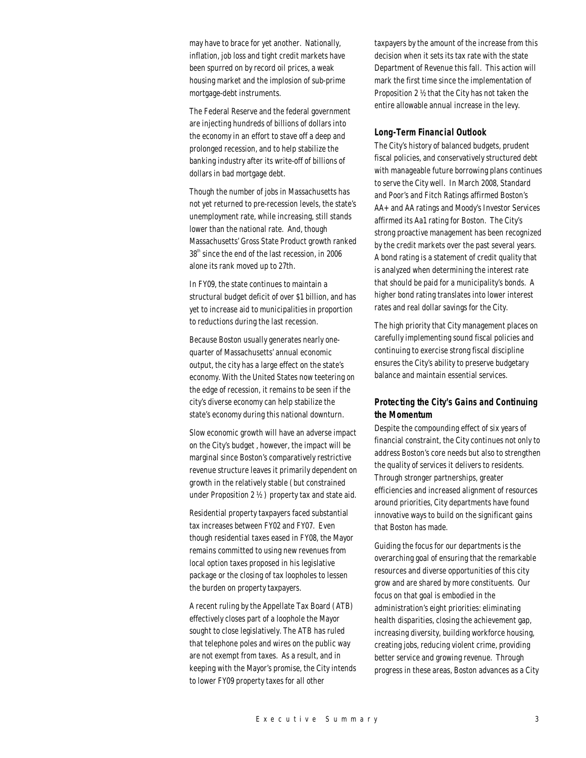may have to brace for yet another. Nationally, inflation, job loss and tight credit markets have been spurred on by record oil prices, a weak housing market and the implosion of sub-prime mortgage-debt instruments.

The Federal Reserve and the federal government are injecting hundreds of billions of dollars into the economy in an effort to stave off a deep and prolonged recession, and to help stabilize the banking industry after its write-off of billions of dollars in bad mortgage debt.

Though the number of jobs in Massachusetts has not yet returned to pre-recession levels, the state's unemployment rate, while increasing, still stands lower than the national rate. And, though Massachusetts' Gross State Product growth ranked 38th since the end of the last recession, in 2006 alone its rank moved up to 27th.

In FY09, the state continues to maintain a structural budget deficit of over $1 billion, and has yet to increase aid to municipalities in proportion to reductions during the last recession.

Because Boston usually generates nearly one-quarter of Massachusetts' annual economic output, the city has a large effect on the state's economy. With the United States now teetering on the edge of recession, it remains to be seen if the city's diverse economy can help stabilize the state's economy during this national downturn.

Slow economic growth will have an adverse impact on the City's budget , however, the impact will be marginal since Boston's comparatively restrictive revenue structure leaves it primarily dependent on growth in the relatively stable (but constrained under Proposition 2 ½) property tax and state aid.

Residential property taxpayers faced substantial tax increases between FY02 and FY07. Even though residential taxes eased in FY08, the Mayor remains committed to using new revenues from local option taxes proposed in his legislative package or the closing of tax loopholes to lessen the burden on property taxpayers.

A recent ruling by the Appellate Tax Board (ATB) effectively closes part of a loophole the Mayor sought to close legislatively. The ATB has ruled that telephone poles and wires on the public way are not exempt from taxes. As a result, and in keeping with the Mayor's promise, the City intends to lower FY09 property taxes for all other taxpayers by the amount of the increase from this decision when it sets its tax rate with the state Department of Revenue this fall. This action will mark the first time since the implementation of Proposition 2 ½ that the City has not taken the entire allowable annual increase in the levy.

### Long-Term Financial Outlook

The City's history of balanced budgets, prudent fiscal policies, and conservatively structured debt with manageable future borrowing plans continues to serve the City well. In March 2008, Standard and Poor's and Fitch Ratings affirmed Boston's AA+ and AA ratings and Moody's Investor Services affirmed its Aa1 rating for Boston. The City's strong proactive management has been recognized by the credit markets over the past several years. A bond rating is a statement of credit quality that is analyzed when determining the interest rate that should be paid for a municipality's bonds. A higher bond rating translates into lower interest rates and real dollar savings for the City.

The high priority that City management places on carefully implementing sound fiscal policies and continuing to exercise strong fiscal discipline ensures the City's ability to preserve budgetary balance and maintain essential services.

### Protecting the City's Gains and Continuing the Momentum

Despite the compounding effect of six years of financial constraint, the City continues not only to address Boston's core needs but also to strengthen the quality of services it delivers to residents. Through stronger partnerships, greater efficiencies and increased alignment of resources around priorities, City departments have found innovative ways to build on the significant gains that Boston has made.

Guiding the focus for our departments is the overarching goal of ensuring that the remarkable resources and diverse opportunities of this city grow and are shared by more constituents. Our focus on that goal is embodied in the administration's eight priorities: eliminating health disparities, closing the achievement gap, increasing diversity, building workforce housing, creating jobs, reducing violent crime, providing better service and growing revenue. Through progress in these areas, Boston advances as a City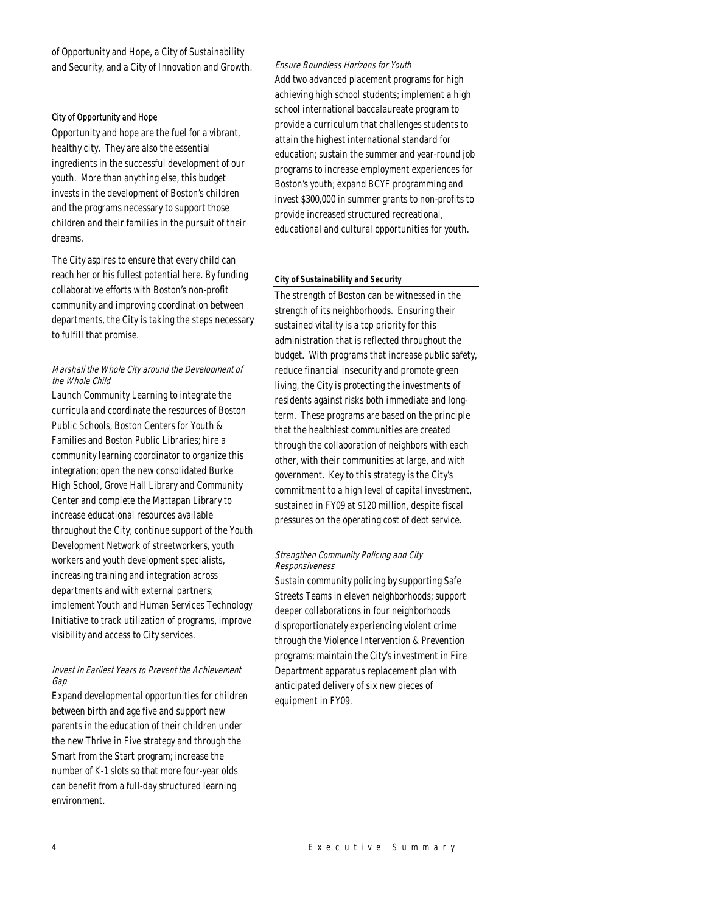of Opportunity and Hope, a City of Sustainability and Security, and a City of Innovation and Growth.

### City of Opportunity and Hope

Opportunity and hope are the fuel for a vibrant, healthy city. They are also the essential ingredients in the successful development of our youth. More than anything else, this budget invests in the development of Boston's children and the programs necessary to support those children and their families in the pursuit of their dreams.

The City aspires to ensure that every child can reach her or his fullest potential here. By funding collaborative efforts with Boston's non-profit community and improving coordination between departments, the City is taking the steps necessary to fulfill that promise.

#### *Marshall the Whole City around the Development of the Whole Child*

Launch Community Learning to integrate the curricula and coordinate the resources of Boston Public Schools, Boston Centers for Youth & Families and Boston Public Libraries; hire a community learning coordinator to organize this integration; open the new consolidated Burke High School, Grove Hall Library and Community Center and complete the Mattapan Library to increase educational resources available throughout the City; continue support of the Youth Development Network of streetworkers, youth workers and youth development specialists, increasing training and integration across departments and with external partners; implement Youth and Human Services Technology Initiative to track utilization of programs, improve visibility and access to City services.

#### *Invest In Earliest Years to Prevent the Achievement Gap*

Expand developmental opportunities for children between birth and age five and support new parents in the education of their children under the new Thrive in Five strategy and through the Smart from the Start program; increase the number of K-1 slots so that more four-year olds can benefit from a full-day structured learning environment.

#### *Ensure Boundless Horizons for Youth*

Add two advanced placement programs for high achieving high school students; implement a high school international baccalaureate program to provide a curriculum that challenges students to attain the highest international standard for education; sustain the summer and year-round job programs to increase employment experiences for Boston's youth; expand BCYF programming and invest $300,000 in summer grants to non-profits to provide increased structured recreational, educational and cultural opportunities for youth.

### City of Sustainability and Security

The strength of Boston can be witnessed in the strength of its neighborhoods. Ensuring their sustained vitality is a top priority for this administration that is reflected throughout the budget. With programs that increase public safety, reduce financial insecurity and promote green living, the City is protecting the investments of residents against risks both immediate and long-term. These programs are based on the principle that the healthiest communities are created through the collaboration of neighbors with each other, with their communities at large, and with government. Key to this strategy is the City's commitment to a high level of capital investment, sustained in FY09 at $120 million, despite fiscal pressures on the operating cost of debt service.

#### *Strengthen Community Policing and City Responsiveness*

Sustain community policing by supporting Safe Streets Teams in eleven neighborhoods; support deeper collaborations in four neighborhoods disproportionately experiencing violent crime through the Violence Intervention & Prevention programs; maintain the City's investment in Fire Department apparatus replacement plan with anticipated delivery of six new pieces of equipment in FY09.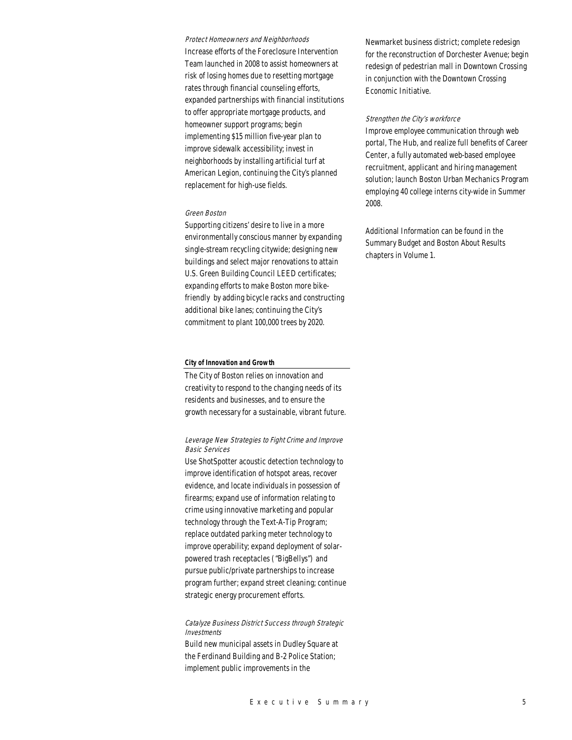*Protect Homeowners and Neighborhoods*

Increase efforts of the Foreclosure Intervention Team launched in 2008 to assist homeowners at risk of losing homes due to resetting mortgage rates through financial counseling efforts, expanded partnerships with financial institutions to offer appropriate mortgage products, and homeowner support programs; begin implementing $15 million five-year plan to improve sidewalk accessibility; invest in neighborhoods by installing artificial turf at American Legion, continuing the City's planned replacement for high-use fields.

*Green Boston*

Supporting citizens' desire to live in a more environmentally conscious manner by expanding single-stream recycling citywide; designing new buildings and select major renovations to attain U.S. Green Building Council LEED certificates; expanding efforts to make Boston more bike-friendly by adding bicycle racks and constructing additional bike lanes; continuing the City's commitment to plant 100,000 trees by 2020.

### *City of Innovation and Growth*

The City of Boston relies on innovation and creativity to respond to the changing needs of its residents and businesses, and to ensure the growth necessary for a sustainable, vibrant future.

*Leverage New Strategies to Fight Crime and Improve Basic Services*

Use ShotSpotter acoustic detection technology to improve identification of hotspot areas, recover evidence, and locate individuals in possession of firearms; expand use of information relating to crime using innovative marketing and popular technology through the Text-A-Tip Program; replace outdated parking meter technology to improve operability; expand deployment of solar-powered trash receptacles ("BigBellys") and pursue public/private partnerships to increase program further; expand street cleaning; continue strategic energy procurement efforts.

*Catalyze Business District Success through Strategic Investments*

Build new municipal assets in Dudley Square at the Ferdinand Building and B-2 Police Station; implement public improvements in the Newmarket business district; complete redesign for the reconstruction of Dorchester Avenue; begin redesign of pedestrian mall in Downtown Crossing in conjunction with the Downtown Crossing Economic Initiative.

*Strengthen the City's workforce*

Improve employee communication through web portal, The Hub, and realize full benefits of Career Center, a fully automated web-based employee recruitment, applicant and hiring management solution; launch Boston Urban Mechanics Program employing 40 college interns city-wide in Summer 2008.

Additional Information can be found in the Summary Budget and Boston About Results chapters in Volume 1.